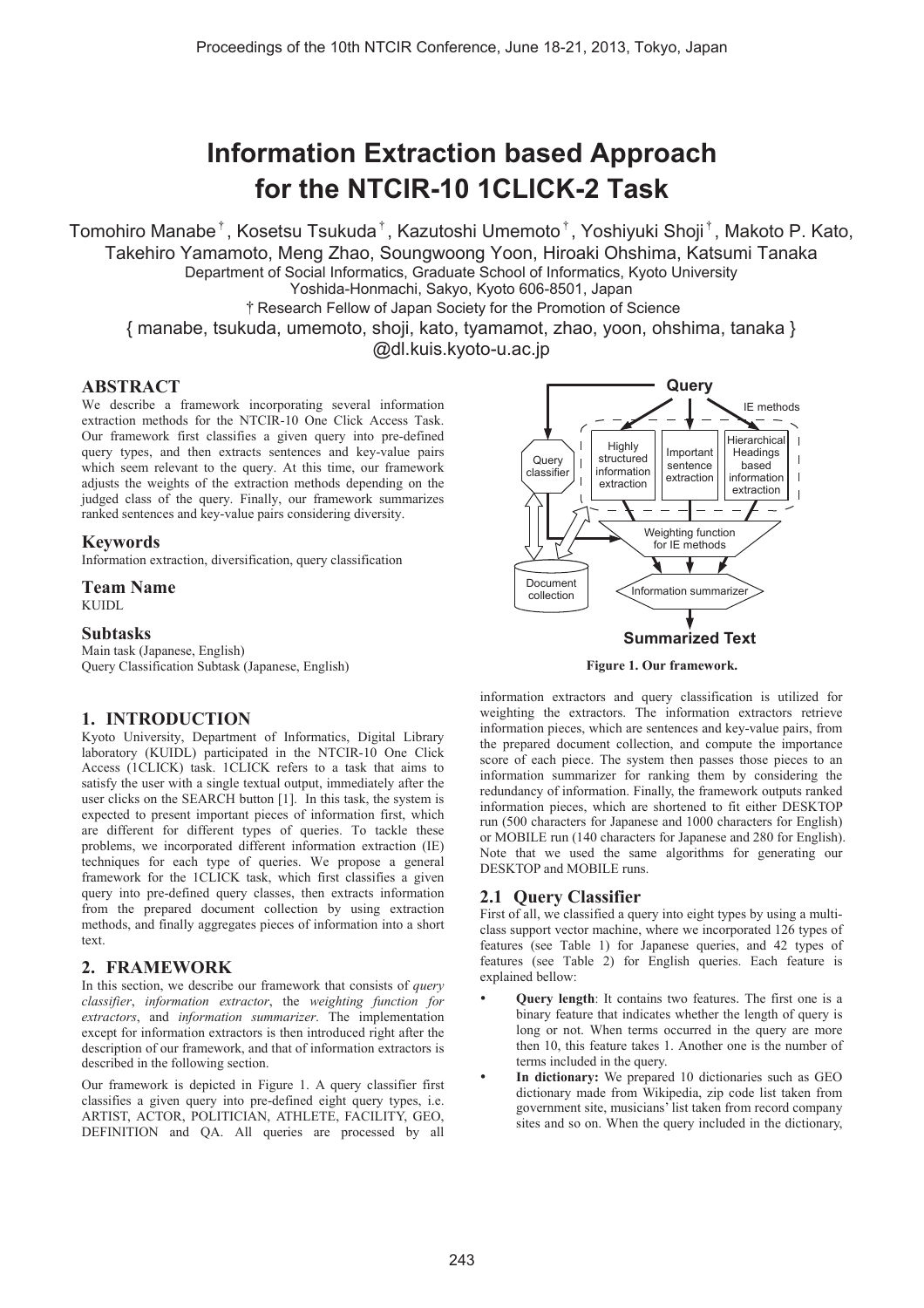# Information Extraction based Approach for the NTCIR-10 1CLICK-2 Task

Tomohiro Manabe†, Kosetsu Tsukuda†, Kazutoshi Umemoto†, Yoshiyuki Shoji†, Makoto P. Kato, Takehiro Yamamoto, Meng Zhao, Soungwoong Yoon, Hiroaki Ohshima, Katsumi Tanaka

Department of Social Informatics, Graduate School of Informatics, Kyoto University

Yoshida-Honmachi, Sakyo, Kyoto 606-8501, Japan

† Research Fellow of Japan Society for the Promotion of Science

{ manabe, tsukuda, umemoto, shoji, kato, tyamamot, zhao, yoon, ohshima, tanaka }

@dl.kuis.kyoto-u.ac.jp

## ABSTRACT

We describe a framework incorporating several information extraction methods for the NTCIR-10 One Click Access Task. Our framework first classifies a given query into pre-defined query types, and then extracts sentences and key-value pairs which seem relevant to the query. At this time, our framework adjusts the weights of the extraction methods depending on the judged class of the query. Finally, our framework summarizes ranked sentences and key-value pairs considering diversity.

## Keywords

Information extraction, diversification, query classification

## Team Name

KUIDL

## Subtasks

Main task (Japanese, English)

Query Classification Subtask (Japanese, English)

## 1. INTRODUCTION

Kyoto University, Department of Informatics, Digital Library laboratory (KUIDL) participated in the NTCIR-10 One Click Access (1CLICK) task. 1CLICK refers to a task that aims to satisfy the user with a single textual output, immediately after the user clicks on the SEARCH button [1]. In this task, the system is expected to present important pieces of information first, which are different for different types of queries. To tackle these problems, we incorporated different information extraction (IE) techniques for each type of queries. We propose a general framework for the 1CLICK task, which first classifies a given query into pre-defined query classes, then extracts information from the prepared document collection by using extraction methods, and finally aggregates pieces of information into a short text.

## 2. FRAMEWORK

In this section, we describe our framework that consists of *query classifier*, *information extractor*, the *weighting function for extractors*, and *information summarizer*. The implementation except for information extractors is then introduced right after the description of our framework, and that of information extractors is described in the following section.

Our framework is depicted in Figure 1. A query classifier first classifies a given query into pre-defined eight query types, i.e. ARTIST, ACTOR, POLITICIAN, ATHLETE, FACILITY, GEO, DEFINITION and QA. All queries are processed by all

Query | IE methods | Query classifier | Highly structured information extraction | Important sentence extraction | Hierarchical Headings based information extraction | Weighting function for IE methods | Document collection | Information summarizer | Summarized Text

**Figure 1. Our framework.**

information extractors and query classification is utilized for weighting the extractors. The information extractors retrieve information pieces, which are sentences and key-value pairs, from the prepared document collection, and compute the importance score of each piece. The system then passes those pieces to an information summarizer for ranking them by considering the redundancy of information. Finally, the framework outputs ranked information pieces, which are shortened to fit either DESKTOP run (500 characters for Japanese and 1000 characters for English) or MOBILE run (140 characters for Japanese and 280 for English). Note that we used the same algorithms for generating our DESKTOP and MOBILE runs.

### 2.1 Query Classifier

First of all, we classified a query into eight types by using a multi-class support vector machine, where we incorporated 126 types of features (see Table 1) for Japanese queries, and 42 types of features (see Table 2) for English queries. Each feature is explained bellow:

- **Query length**: It contains two features. The first one is a binary feature that indicates whether the length of query is long or not. When terms occurred in the query are more then 10, this feature takes 1. Another one is the number of terms included in the query.
- **In dictionary:** We prepared 10 dictionaries such as GEO dictionary made from Wikipedia, zip code list taken from government site, musicians' list taken from record company sites and so on. When the query included in the dictionary,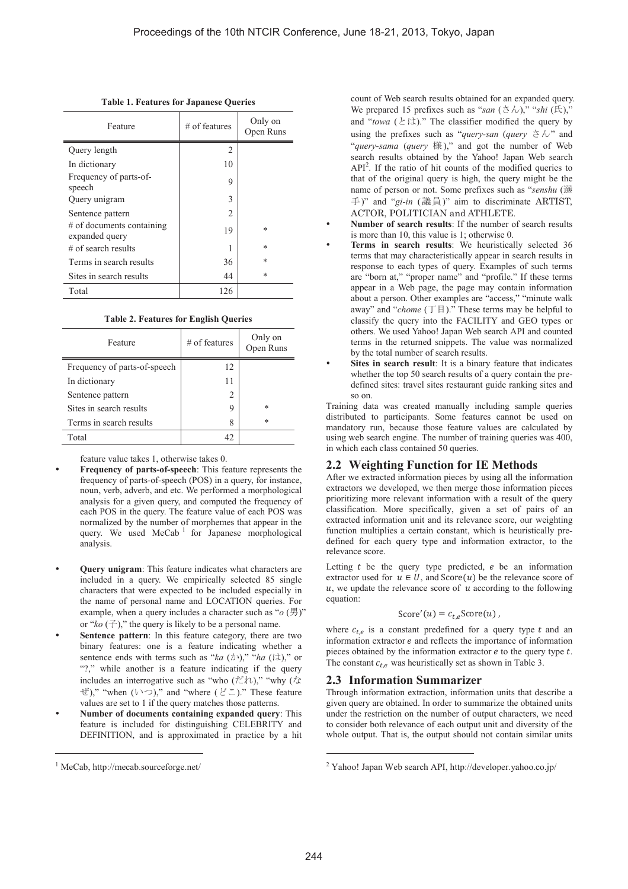**Table 1. Features for Japanese Queries**

| Feature | # of features | Only on Open Runs |
|---|---|---|
| Query length | 2 | |
| In dictionary | 10 | |
| Frequency of parts-of-speech | 9 | |
| Query unigram | 3 | |
| Sentence pattern | 2 | |
| # of documents containing expanded query | 19 | * |
| # of search results | 1 | * |
| Terms in search results | 36 | * |
| Sites in search results | 44 | * |
| Total | 126 | |

**Table 2. Features for English Queries**

| Feature | # of features | Only on Open Runs |
|---|---|---|
| Frequency of parts-of-speech | 12 | |
| In dictionary | 11 | |
| Sentence pattern | 2 | |
| Sites in search results | 9 | * |
| Terms in search results | 8 | * |
| Total | 42 | |

feature value takes 1, otherwise takes 0.

- **Frequency of parts-of-speech**: This feature represents the frequency of parts-of-speech (POS) in a query, for instance, noun, verb, adverb, and etc. We performed a morphological analysis for a given query, and computed the frequency of each POS in the query. The feature value of each POS was normalized by the number of morphemes that appear in the query. We used MeCab [1] for Japanese morphological analysis.
- **Query unigram**: This feature indicates what characters are included in a query. We empirically selected 85 single characters that were expected to be included especially in the name of personal name and LOCATION queries. For example, when a query includes a character such as "*o* (男)" or "*ko* (子)," the query is likely to be a personal name.
- **Sentence pattern**: In this feature category, there are two binary features: one is a feature indicating whether a sentence ends with terms such as "*ka* (か)," "*ha* (は)," or "?," while another is a feature indicating if the query includes an interrogative such as "who (だれ)," "why (なぜ)," "when (いつ)," and "where (どこ)." These feature values are set to 1 if the query matches those patterns.
- **Number of documents containing expanded query**: This feature is included for distinguishing CELEBRITY and DEFINITION, and is approximated in practice by a hit count of Web search results obtained for an expanded query. We prepared 15 prefixes such as "*san* (さん)," "*shi* (氏)," and "*towa* (とは)." The classifier modified the query by using the prefixes such as "*query-san* (*query* さん" and "*query-sama* (*query* 様)," and got the number of Web search results obtained by the Yahoo! Japan Web search API[2]. If the ratio of hit counts of the modified queries to that of the original query is high, the query might be the name of person or not. Some prefixes such as "*senshu* (選手)" and "*gi-in* (議員)" aim to discriminate ARTIST, ACTOR, POLITICIAN and ATHLETE.
- **Number of search results**: If the number of search results is more than 10, this value is 1; otherwise 0.
- **Terms in search results**: We heuristically selected 36 terms that may characteristically appear in search results in response to each types of query. Examples of such terms are "born at," "proper name" and "profile." If these terms appear in a Web page, the page may contain information about a person. Other examples are "access," "minute walk away" and "*chome* (丁目)." These terms may be helpful to classify the query into the FACILITY and GEO types or others. We used Yahoo! Japan Web search API and counted terms in the returned snippets. The value was normalized by the total number of search results.
- **Sites in search result**: It is a binary feature that indicates whether the top 50 search results of a query contain the pre-defined sites: travel sites restaurant guide ranking sites and so on.

Training data was created manually including sample queries distributed to participants. Some features cannot be used on mandatory run, because those feature values are calculated by using web search engine. The number of training queries was 400, in which each class contained 50 queries.

## 2.2 Weighting Function for IE Methods

After we extracted information pieces by using all the information extractors we developed, we then merge those information pieces prioritizing more relevant information with a result of the query classification. More specifically, given a set of pairs of an extracted information unit and its relevance score, our weighting function multiplies a certain constant, which is heuristically pre-defined for each query type and information extractor, to the relevance score.

Letting $t$ be the query type predicted, $e$ be an information extractor used for $u \in U$, and $\mathrm{Score}(u)$ be the relevance score of $u$, we update the relevance score of $u$ according to the following equation:

$$\mathrm{Score}'(u) = c_{t,e}\mathrm{Score}(u)\,,$$

where $c_{t,e}$ is a constant predefined for a query type $t$ and an information extractor $e$ and reflects the importance of information pieces obtained by the information extractor $e$ to the query type $t$. The constant $c_{t,e}$ was heuristically set as shown in Table 3.

## 2.3 Information Summarizer

Through information extraction, information units that describe a given query are obtained. In order to summarize the obtained units under the restriction on the number of output characters, we need to consider both relevance of each output unit and diversity of the whole output. That is, the output should not contain similar units

[1] MeCab, http://mecab.sourceforge.net/

[2] Yahoo! Japan Web search API, http://developer.yahoo.co.jp/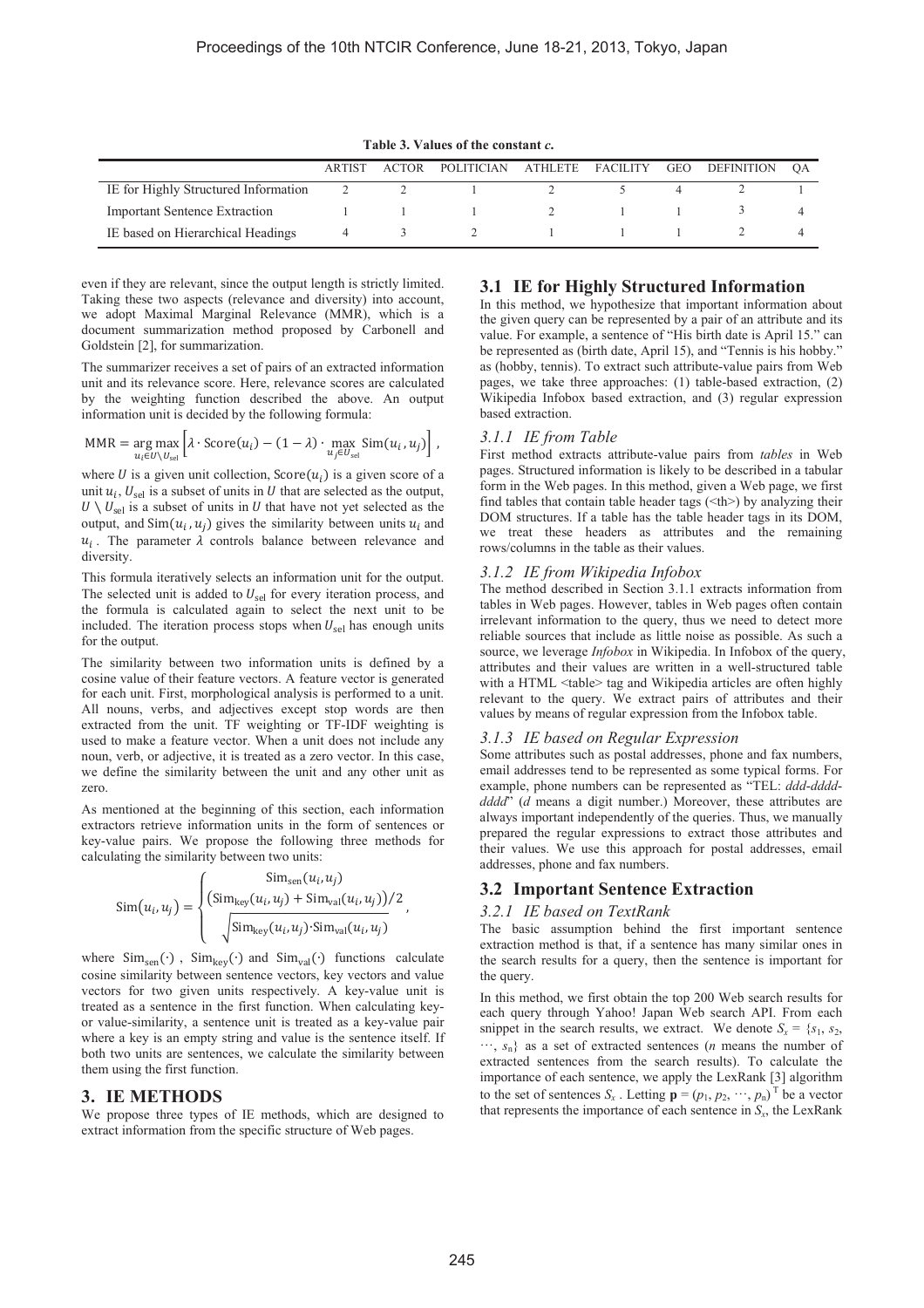**Table 3. Values of the constant *c*.**

| | ARTIST | ACTOR | POLITICIAN | ATHLETE | FACILITY | GEO | DEFINITION | QA |
|---|---|---|---|---|---|---|---|---|
| IE for Highly Structured Information | 2 | 2 | 1 | 2 | 5 | 4 | 2 | 1 |
| Important Sentence Extraction | 1 | 1 | 1 | 2 | 1 | 1 | 3 | 4 |
| IE based on Hierarchical Headings | 4 | 3 | 2 | 1 | 1 | 1 | 2 | 4 |

even if they are relevant, since the output length is strictly limited. Taking these two aspects (relevance and diversity) into account, we adopt Maximal Marginal Relevance (MMR), which is a document summarization method proposed by Carbonell and Goldstein [2], for summarization.

The summarizer receives a set of pairs of an extracted information unit and its relevance score. Here, relevance scores are calculated by the weighting function described the above. An output information unit is decided by the following formula:

$$\mathrm{MMR} = \underset{u_i \in U \setminus U_{\mathrm{sel}}}{\arg\max} \left[ \lambda \cdot \mathrm{Score}(u_i) - (1-\lambda) \cdot \max_{u_j \in U_{\mathrm{sel}}} \mathrm{Sim}(u_i, u_j) \right],$$

where $U$ is a given unit collection, $\mathrm{Score}(u_i)$ is a given score of a unit $u_i$, $U_{\mathrm{sel}}$ is a subset of units in $U$ that are selected as the output, $U \setminus U_{\mathrm{sel}}$ is a subset of units in $U$ that have not yet selected as the output, and $\mathrm{Sim}(u_i, u_j)$ gives the similarity between units $u_i$ and $u_i$. The parameter $\lambda$ controls balance between relevance and diversity.

This formula iteratively selects an information unit for the output. The selected unit is added to $U_{\mathrm{sel}}$ for every iteration process, and the formula is calculated again to select the next unit to be included. The iteration process stops when $U_{\mathrm{sel}}$ has enough units for the output.

The similarity between two information units is defined by a cosine value of their feature vectors. A feature vector is generated for each unit. First, morphological analysis is performed to a unit. All nouns, verbs, and adjectives except stop words are then extracted from the unit. TF weighting or TF-IDF weighting is used to make a feature vector. When a unit does not include any noun, verb, or adjective, it is treated as a zero vector. In this case, we define the similarity between the unit and any other unit as zero.

As mentioned at the beginning of this section, each information extractors retrieve information units in the form of sentences or key-value pairs. We propose the following three methods for calculating the similarity between two units:

$$\mathrm{Sim}(u_i, u_j) = \begin{cases} \mathrm{Sim}_{\mathrm{sen}}(u_i, u_j) \\ \left(\mathrm{Sim}_{\mathrm{key}}(u_i, u_j) + \mathrm{Sim}_{\mathrm{val}}(u_i, u_j)\right)/2 \\ \sqrt{\mathrm{Sim}_{\mathrm{key}}(u_i, u_j) \cdot \mathrm{Sim}_{\mathrm{val}}(u_i, u_j)} \end{cases},$$

where $\mathrm{Sim}_{\mathrm{sen}}(\cdot)$, $\mathrm{Sim}_{\mathrm{key}}(\cdot)$ and $\mathrm{Sim}_{\mathrm{val}}(\cdot)$ functions calculate cosine similarity between sentence vectors, key vectors and value vectors for two given units respectively. A key-value unit is treated as a sentence in the first function. When calculating key- or value-similarity, a sentence unit is treated as a key-value pair where a key is an empty string and value is the sentence itself. If both two units are sentences, we calculate the similarity between them using the first function.

## 3. IE METHODS

We propose three types of IE methods, which are designed to extract information from the specific structure of Web pages.

### 3.1 IE for Highly Structured Information

In this method, we hypothesize that important information about the given query can be represented by a pair of an attribute and its value. For example, a sentence of "His birth date is April 15." can be represented as (birth date, April 15), and "Tennis is his hobby." as (hobby, tennis). To extract such attribute-value pairs from Web pages, we take three approaches: (1) table-based extraction, (2) Wikipedia Infobox based extraction, and (3) regular expression based extraction.

#### *3.1.1 IE from Table*

First method extracts attribute-value pairs from *tables* in Web pages. Structured information is likely to be described in a tabular form in the Web pages. In this method, given a Web page, we first find tables that contain table header tags (<th>) by analyzing their DOM structures. If a table has the table header tags in its DOM, we treat these headers as attributes and the remaining rows/columns in the table as their values.

#### *3.1.2 IE from Wikipedia Infobox*

The method described in Section 3.1.1 extracts information from tables in Web pages. However, tables in Web pages often contain irrelevant information to the query, thus we need to detect more reliable sources that include as little noise as possible. As such a source, we leverage *Infobox* in Wikipedia. In Infobox of the query, attributes and their values are written in a well-structured table with a HTML <table> tag and Wikipedia articles are often highly relevant to the query. We extract pairs of attributes and their values by means of regular expression from the Infobox table.

#### *3.1.3 IE based on Regular Expression*

Some attributes such as postal addresses, phone and fax numbers, email addresses tend to be represented as some typical forms. For example, phone numbers can be represented as "TEL: *ddd-dddd-dddd*" (*d* means a digit number.) Moreover, these attributes are always important independently of the queries. Thus, we manually prepared the regular expressions to extract those attributes and their values. We use this approach for postal addresses, email addresses, phone and fax numbers.

### 3.2 Important Sentence Extraction

#### *3.2.1 IE based on TextRank*

The basic assumption behind the first important sentence extraction method is that, if a sentence has many similar ones in the search results for a query, then the sentence is important for the query.

In this method, we first obtain the top 200 Web search results for each query through Yahoo! Japan Web search API. From each snippet in the search results, we extract. We denote $S_x = \{s_1, s_2, \cdots, s_n\}$ as a set of extracted sentences ($n$ means the number of extracted sentences from the search results). To calculate the importance of each sentence, we apply the LexRank [3] algorithm to the set of sentences $S_x$. Letting $\mathbf{p} = (p_1, p_2, \cdots, p_n)^{\mathrm{T}}$ be a vector that represents the importance of each sentence in $S_x$, the LexRank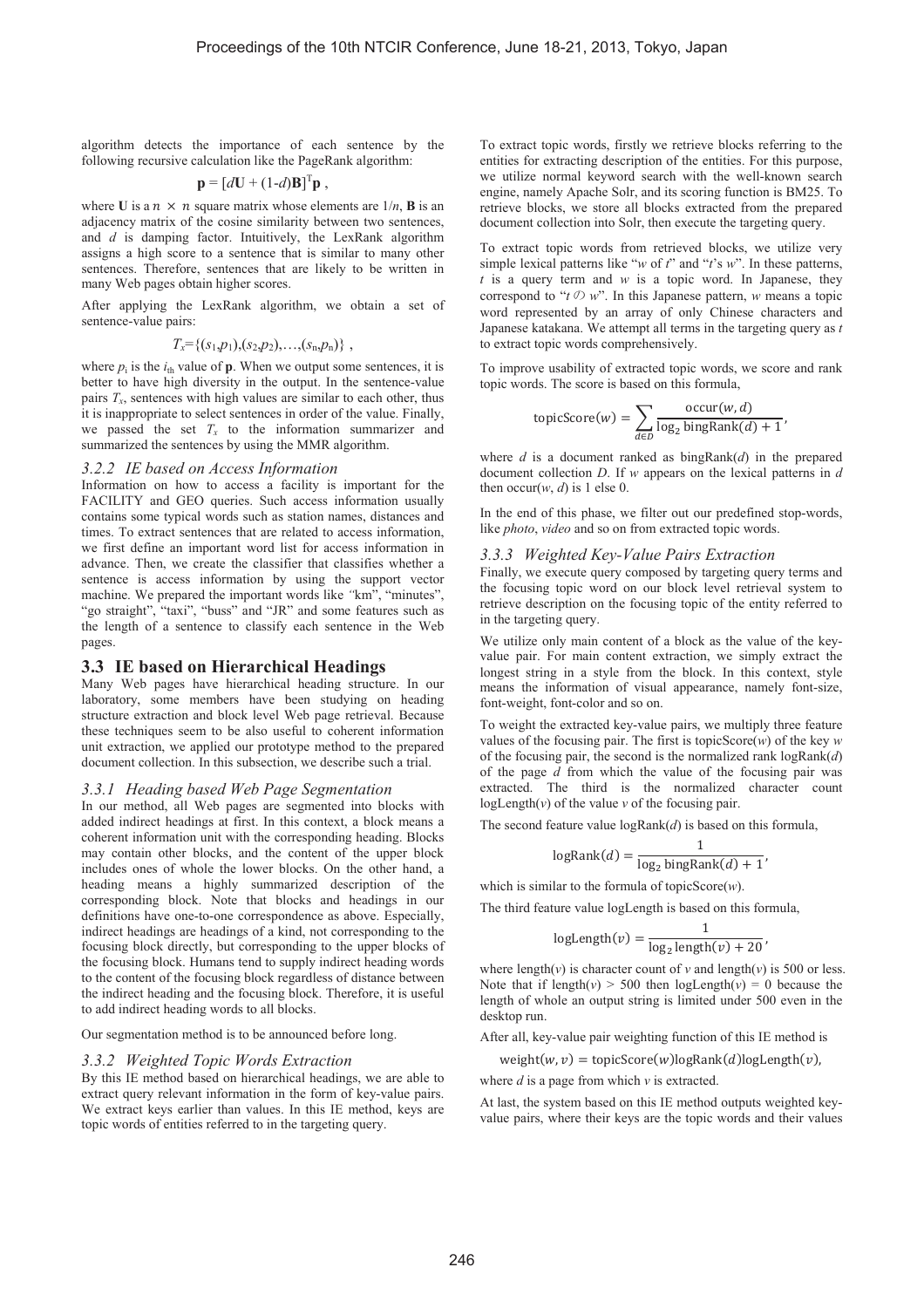algorithm detects the importance of each sentence by the following recursive calculation like the PageRank algorithm:

$$\mathbf{p} = [d\mathbf{U} + (1\text{-}d)\mathbf{B}]^{\mathrm{T}}\mathbf{p} ,$$

where **U** is a $n \times n$ square matrix whose elements are $1/n$, **B** is an adjacency matrix of the cosine similarity between two sentences, and $d$ is damping factor. Intuitively, the LexRank algorithm assigns a high score to a sentence that is similar to many other sentences. Therefore, sentences that are likely to be written in many Web pages obtain higher scores.

After applying the LexRank algorithm, we obtain a set of sentence-value pairs:

$$T_x=\{(s_1,p_1),(s_2,p_2),\ldots,(s_n,p_n)\} ,$$

where $p_i$ is the $i_{th}$ value of **p**. When we output some sentences, it is better to have high diversity in the output. In the sentence-value pairs $T_x$, sentences with high values are similar to each other, thus it is inappropriate to select sentences in order of the value. Finally, we passed the set $T_x$ to the information summarizer and summarized the sentences by using the MMR algorithm.

#### *3.2.2 IE based on Access Information*

Information on how to access a facility is important for the FACILITY and GEO queries. Such access information usually contains some typical words such as station names, distances and times. To extract sentences that are related to access information, we first define an important word list for access information in advance. Then, we create the classifier that classifies whether a sentence is access information by using the support vector machine. We prepared the important words like "km", "minutes", "go straight", "taxi", "buss" and "JR" and some features such as the length of a sentence to classify each sentence in the Web pages.

### 3.3 IE based on Hierarchical Headings

Many Web pages have hierarchical heading structure. In our laboratory, some members have been studying on heading structure extraction and block level Web page retrieval. Because these techniques seem to be also useful to coherent information unit extraction, we applied our prototype method to the prepared document collection. In this subsection, we describe such a trial.

#### *3.3.1 Heading based Web Page Segmentation*

In our method, all Web pages are segmented into blocks with added indirect headings at first. In this context, a block means a coherent information unit with the corresponding heading. Blocks may contain other blocks, and the content of the upper block includes ones of whole the lower blocks. On the other hand, a heading means a highly summarized description of the corresponding block. Note that blocks and headings in our definitions have one-to-one correspondence as above. Especially, indirect headings are headings of a kind, not corresponding to the focusing block directly, but corresponding to the upper blocks of the focusing block. Humans tend to supply indirect heading words to the content of the focusing block regardless of distance between the indirect heading and the focusing block. Therefore, it is useful to add indirect heading words to all blocks.

Our segmentation method is to be announced before long.

#### *3.3.2 Weighted Topic Words Extraction*

By this IE method based on hierarchical headings, we are able to extract query relevant information in the form of key-value pairs. We extract keys earlier than values. In this IE method, keys are topic words of entities referred to in the targeting query.

To extract topic words, firstly we retrieve blocks referring to the entities for extracting description of the entities. For this purpose, we utilize normal keyword search with the well-known search engine, namely Apache Solr, and its scoring function is BM25. To retrieve blocks, we store all blocks extracted from the prepared document collection into Solr, then execute the targeting query.

To extract topic words from retrieved blocks, we utilize very simple lexical patterns like "*w* of *t*" and "*t*'s *w*". In these patterns, *t* is a query term and *w* is a topic word. In Japanese, they correspond to "*t* の *w*". In this Japanese pattern, *w* means a topic word represented by an array of only Chinese characters and Japanese katakana. We attempt all terms in the targeting query as *t* to extract topic words comprehensively.

To improve usability of extracted topic words, we score and rank topic words. The score is based on this formula,

$$\mathrm{topicScore}(w) = \sum_{d \in D} \frac{\mathrm{occur}(w, d)}{\log_2 \mathrm{bingRank}(d) + 1},$$

where $d$ is a document ranked as bingRank($d$) in the prepared document collection $D$. If $w$ appears on the lexical patterns in $d$ then occur($w$, $d$) is 1 else 0.

In the end of this phase, we filter out our predefined stop-words, like *photo*, *video* and so on from extracted topic words.

#### *3.3.3 Weighted Key-Value Pairs Extraction*

Finally, we execute query composed by targeting query terms and the focusing topic word on our block level retrieval system to retrieve description on the focusing topic of the entity referred to in the targeting query.

We utilize only main content of a block as the value of the key-value pair. For main content extraction, we simply extract the longest string in a style from the block. In this context, style means the information of visual appearance, namely font-size, font-weight, font-color and so on.

To weight the extracted key-value pairs, we multiply three feature values of the focusing pair. The first is topicScore($w$) of the key $w$ of the focusing pair, the second is the normalized rank logRank($d$) of the page $d$ from which the value of the focusing pair was extracted. The third is the normalized character count logLength($v$) of the value $v$ of the focusing pair.

The second feature value logRank($d$) is based on this formula,

$$\mathrm{logRank}(d) = \frac{1}{\log_2 \mathrm{bingRank}(d) + 1},$$

which is similar to the formula of topicScore($w$).

The third feature value logLength is based on this formula,

$$\mathrm{logLength}(v) = \frac{1}{\log_2 \mathrm{length}(v) + 20},$$

where length($v$) is character count of $v$ and length($v$) is 500 or less. Note that if length($v$) > 500 then logLength($v$) = 0 because the length of whole an output string is limited under 500 even in the desktop run.

After all, key-value pair weighting function of this IE method is

$$\mathrm{weight}(w, v) = \mathrm{topicScore}(w)\mathrm{logRank}(d)\mathrm{logLength}(v),$$

where $d$ is a page from which $v$ is extracted.

At last, the system based on this IE method outputs weighted key-value pairs, where their keys are the topic words and their values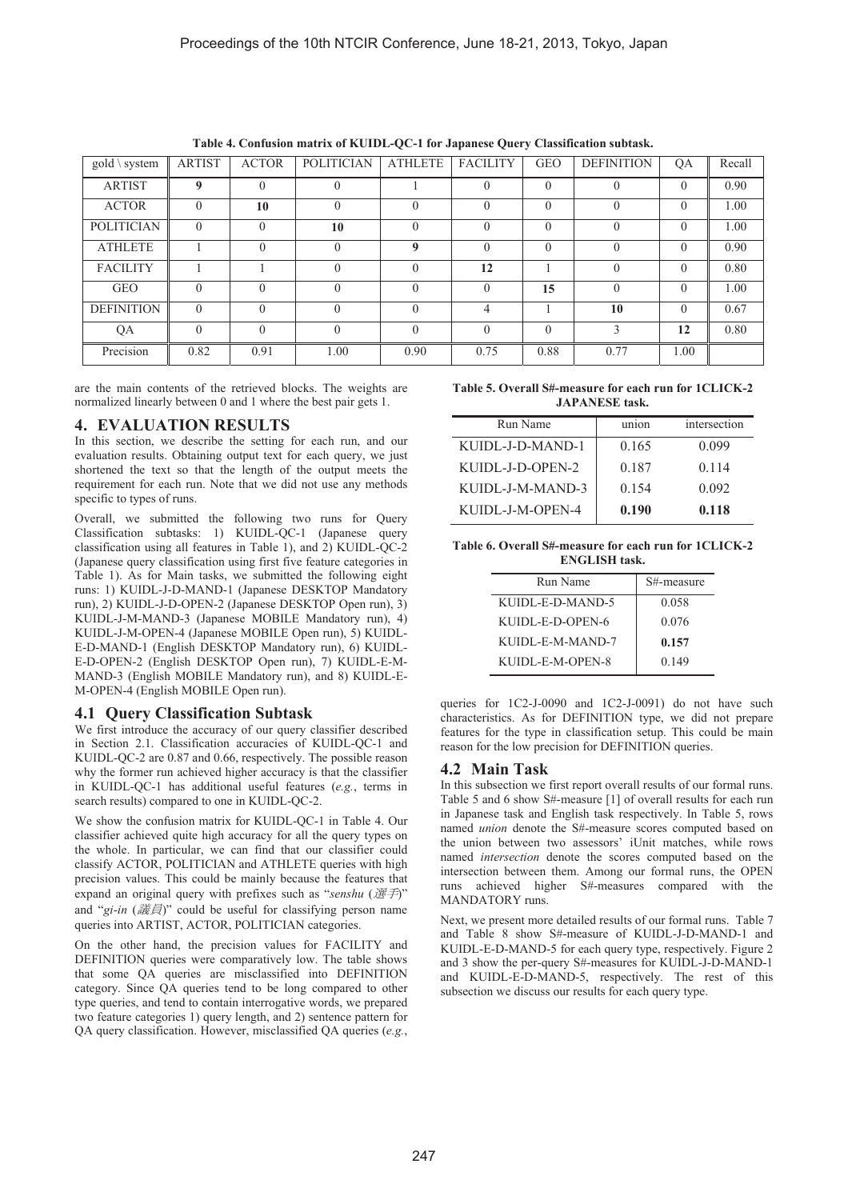**Table 4. Confusion matrix of KUIDL-QC-1 for Japanese Query Classification subtask.**

| gold \ system | ARTIST | ACTOR | POLITICIAN | ATHLETE | FACILITY | GEO | DEFINITION | QA | Recall |
|---|---|---|---|---|---|---|---|---|---|
| ARTIST | **9** | 0 | 0 | 1 | 0 | 0 | 0 | 0 | 0.90 |
| ACTOR | 0 | **10** | 0 | 0 | 0 | 0 | 0 | 0 | 1.00 |
| POLITICIAN | 0 | 0 | **10** | 0 | 0 | 0 | 0 | 0 | 1.00 |
| ATHLETE | 1 | 0 | 0 | **9** | 0 | 0 | 0 | 0 | 0.90 |
| FACILITY | 1 | 1 | 0 | 0 | **12** | 1 | 0 | 0 | 0.80 |
| GEO | 0 | 0 | 0 | 0 | 0 | **15** | 0 | 0 | 1.00 |
| DEFINITION | 0 | 0 | 0 | 0 | 4 | 1 | **10** | 0 | 0.67 |
| QA | 0 | 0 | 0 | 0 | 0 | 0 | 3 | **12** | 0.80 |
| Precision | 0.82 | 0.91 | 1.00 | 0.90 | 0.75 | 0.88 | 0.77 | 1.00 | |

are the main contents of the retrieved blocks. The weights are normalized linearly between 0 and 1 where the best pair gets 1.

## 4. EVALUATION RESULTS

In this section, we describe the setting for each run, and our evaluation results. Obtaining output text for each query, we just shortened the text so that the length of the output meets the requirement for each run. Note that we did not use any methods specific to types of runs.

Overall, we submitted the following two runs for Query Classification subtasks: 1) KUIDL-QC-1 (Japanese query classification using all features in Table 1), and 2) KUIDL-QC-2 (Japanese query classification using first five feature categories in Table 1). As for Main tasks, we submitted the following eight runs: 1) KUIDL-J-D-MAND-1 (Japanese DESKTOP Mandatory run), 2) KUIDL-J-D-OPEN-2 (Japanese DESKTOP Open run), 3) KUIDL-J-M-MAND-3 (Japanese MOBILE Mandatory run), 4) KUIDL-J-M-OPEN-4 (Japanese MOBILE Open run), 5) KUIDL-E-D-MAND-1 (English DESKTOP Mandatory run), 6) KUIDL-E-D-OPEN-2 (English DESKTOP Open run), 7) KUIDL-E-M-MAND-3 (English MOBILE Mandatory run), and 8) KUIDL-E-M-OPEN-4 (English MOBILE Open run).

### 4.1 Query Classification Subtask

We first introduce the accuracy of our query classifier described in Section 2.1. Classification accuracies of KUIDL-QC-1 and KUIDL-QC-2 are 0.87 and 0.66, respectively. The possible reason why the former run achieved higher accuracy is that the classifier in KUIDL-QC-1 has additional useful features (*e.g.*, terms in search results) compared to one in KUIDL-QC-2.

We show the confusion matrix for KUIDL-QC-1 in Table 4. Our classifier achieved quite high accuracy for all the query types on the whole. In particular, we can find that our classifier could classify ACTOR, POLITICIAN and ATHLETE queries with high precision values. This could be mainly because the features that expand an original query with prefixes such as "*senshu* (*選手*)" and "*gi-in* (*議員*)" could be useful for classifying person name queries into ARTIST, ACTOR, POLITICIAN categories.

On the other hand, the precision values for FACILITY and DEFINITION queries were comparatively low. The table shows that some QA queries are misclassified into DEFINITION category. Since QA queries tend to be long compared to other type queries, and tend to contain interrogative words, we prepared two feature categories 1) query length, and 2) sentence pattern for QA query classification. However, misclassified QA queries (*e.g.*, queries for 1C2-J-0090 and 1C2-J-0091) do not have such characteristics. As for DEFINITION type, we did not prepare features for the type in classification setup. This could be main reason for the low precision for DEFINITION queries.

**Table 5. Overall S#-measure for each run for 1CLICK-2 JAPANESE task.**

| Run Name | union | intersection |
|---|---|---|
| KUIDL-J-D-MAND-1 | 0.165 | 0.099 |
| KUIDL-J-D-OPEN-2 | 0.187 | 0.114 |
| KUIDL-J-M-MAND-3 | 0.154 | 0.092 |
| KUIDL-J-M-OPEN-4 | **0.190** | **0.118** |

**Table 6. Overall S#-measure for each run for 1CLICK-2 ENGLISH task.**

| Run Name | S#-measure |
|---|---|
| KUIDL-E-D-MAND-5 | 0.058 |
| KUIDL-E-D-OPEN-6 | 0.076 |
| KUIDL-E-M-MAND-7 | **0.157** |
| KUIDL-E-M-OPEN-8 | 0.149 |

### 4.2 Main Task

In this subsection we first report overall results of our formal runs. Table 5 and 6 show S#-measure [1] of overall results for each run in Japanese task and English task respectively. In Table 5, rows named *union* denote the S#-measure scores computed based on the union between two assessors' iUnit matches, while rows named *intersection* denote the scores computed based on the intersection between them. Among our formal runs, the OPEN runs achieved higher S#-measures compared with the MANDATORY runs.

Next, we present more detailed results of our formal runs. Table 7 and Table 8 show S#-measure of KUIDL-J-D-MAND-1 and KUIDL-E-D-MAND-5 for each query type, respectively. Figure 2 and 3 show the per-query S#-measures for KUIDL-J-D-MAND-1 and KUIDL-E-D-MAND-5, respectively. The rest of this subsection we discuss our results for each query type.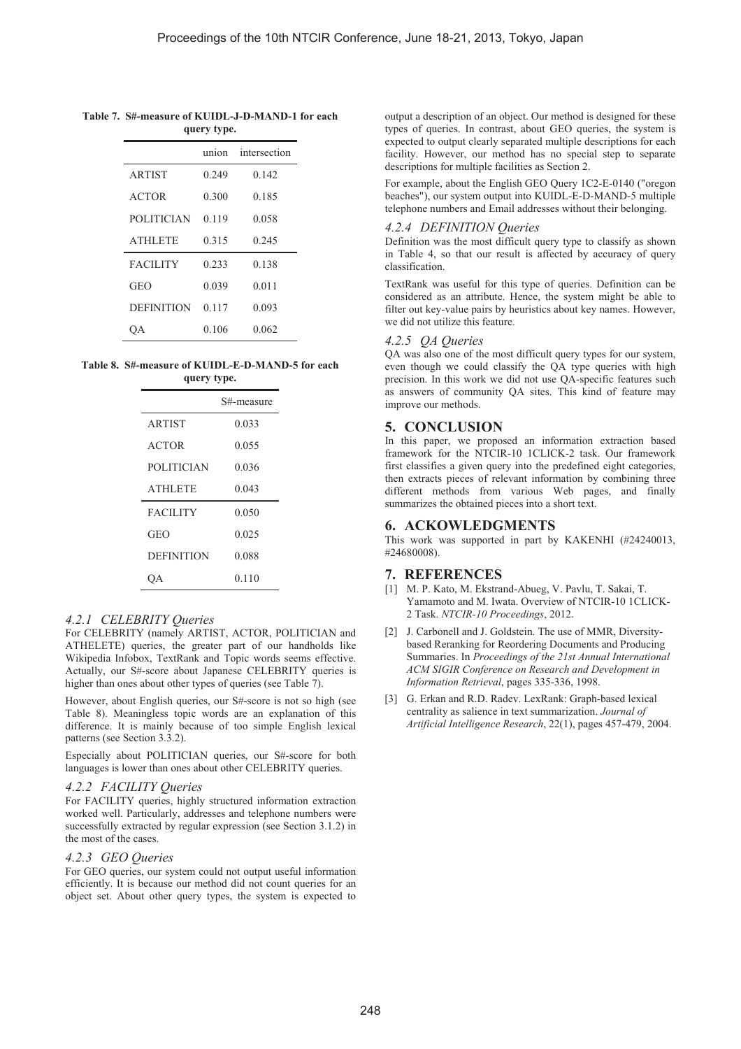**Table 7. S#-measure of KUIDL-J-D-MAND-1 for each query type.**

| | union | intersection |
|---|---|---|
| ARTIST | 0.249 | 0.142 |
| ACTOR | 0.300 | 0.185 |
| POLITICIAN | 0.119 | 0.058 |
| ATHLETE | 0.315 | 0.245 |
| FACILITY | 0.233 | 0.138 |
| GEO | 0.039 | 0.011 |
| DEFINITION | 0.117 | 0.093 |
| QA | 0.106 | 0.062 |

**Table 8. S#-measure of KUIDL-E-D-MAND-5 for each query type.**

| | S#-measure |
|---|---|
| ARTIST | 0.033 |
| ACTOR | 0.055 |
| POLITICIAN | 0.036 |
| ATHLETE | 0.043 |
| FACILITY | 0.050 |
| GEO | 0.025 |
| DEFINITION | 0.088 |
| QA | 0.110 |

### *4.2.1 CELEBRITY Queries*

For CELEBRITY (namely ARTIST, ACTOR, POLITICIAN and ATHELETE) queries, the greater part of our handholds like Wikipedia Infobox, TextRank and Topic words seems effective. Actually, our S#-score about Japanese CELEBRITY queries is higher than ones about other types of queries (see Table 7).

However, about English queries, our S#-score is not so high (see Table 8). Meaningless topic words are an explanation of this difference. It is mainly because of too simple English lexical patterns (see Section 3.3.2).

Especially about POLITICIAN queries, our S#-score for both languages is lower than ones about other CELEBRITY queries.

### *4.2.2 FACILITY Queries*

For FACILITY queries, highly structured information extraction worked well. Particularly, addresses and telephone numbers were successfully extracted by regular expression (see Section 3.1.2) in the most of the cases.

### *4.2.3 GEO Queries*

For GEO queries, our system could not output useful information efficiently. It is because our method did not count queries for an object set. About other query types, the system is expected to output a description of an object. Our method is designed for these types of queries. In contrast, about GEO queries, the system is expected to output clearly separated multiple descriptions for each facility. However, our method has no special step to separate descriptions for multiple facilities as Section 2.

For example, about the English GEO Query 1C2-E-0140 ("oregon beaches"), our system output into KUIDL-E-D-MAND-5 multiple telephone numbers and Email addresses without their belonging.

### *4.2.4 DEFINITION Queries*

Definition was the most difficult query type to classify as shown in Table 4, so that our result is affected by accuracy of query classification.

TextRank was useful for this type of queries. Definition can be considered as an attribute. Hence, the system might be able to filter out key-value pairs by heuristics about key names. However, we did not utilize this feature.

### *4.2.5 QA Queries*

QA was also one of the most difficult query types for our system, even though we could classify the QA type queries with high precision. In this work we did not use QA-specific features such as answers of community QA sites. This kind of feature may improve our methods.

## 5. CONCLUSION

In this paper, we proposed an information extraction based framework for the NTCIR-10 1CLICK-2 task. Our framework first classifies a given query into the predefined eight categories, then extracts pieces of relevant information by combining three different methods from various Web pages, and finally summarizes the obtained pieces into a short text.

## 6. ACKOWLEDGMENTS

This work was supported in part by KAKENHI (#24240013, #24680008).

## 7. REFERENCES

[1] M. P. Kato, M. Ekstrand-Abueg, V. Pavlu, T. Sakai, T. Yamamoto and M. Iwata. Overview of NTCIR-10 1CLICK-2 Task. *NTCIR-10 Proceedings*, 2012.

[2] J. Carbonell and J. Goldstein. The use of MMR, Diversity-based Reranking for Reordering Documents and Producing Summaries. In *Proceedings of the 21st Annual International ACM SIGIR Conference on Research and Development in Information Retrieval*, pages 335-336, 1998.

[3] G. Erkan and R.D. Radev. LexRank: Graph-based lexical centrality as salience in text summarization. *Journal of Artificial Intelligence Research*, 22(1), pages 457-479, 2004.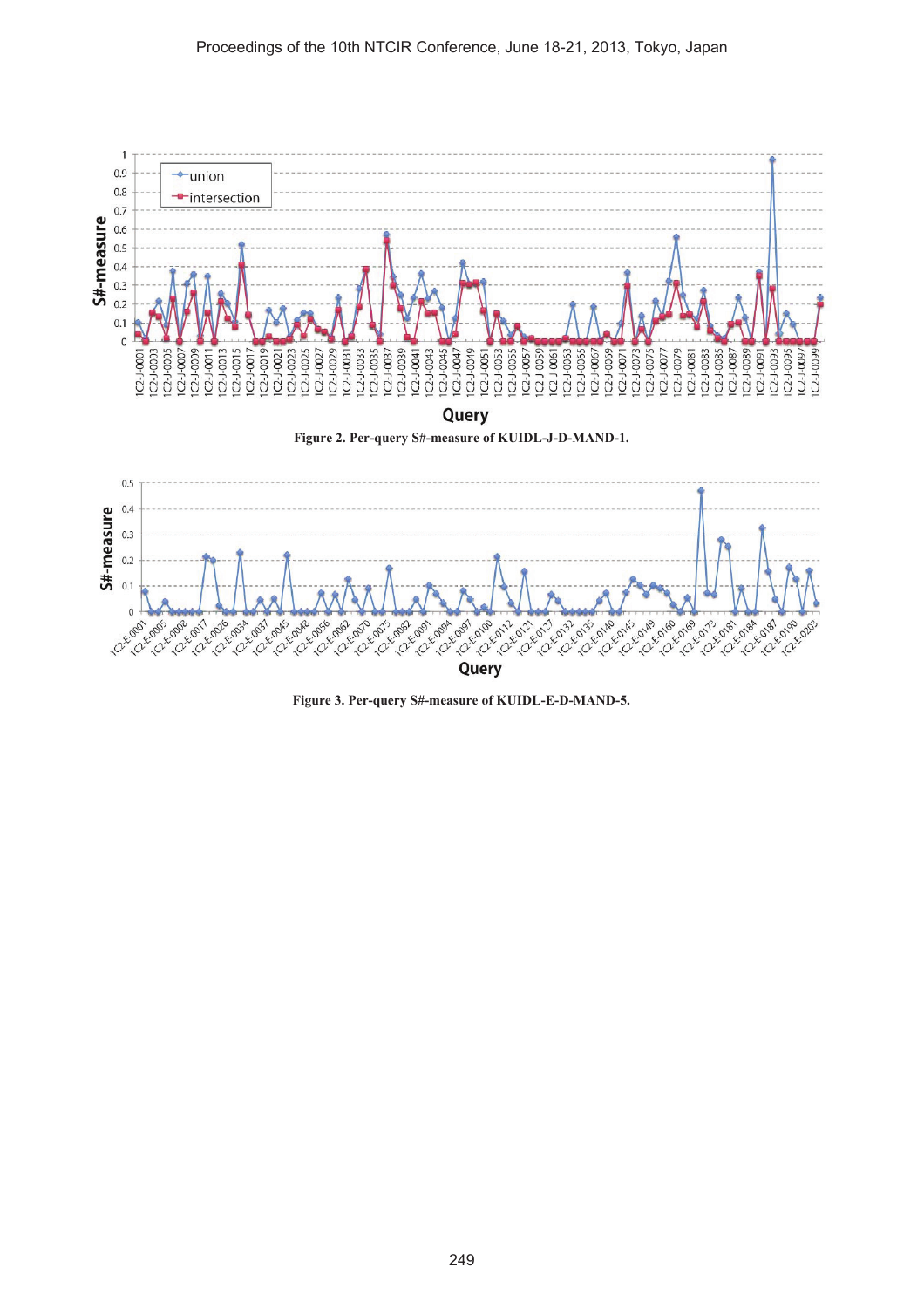1
0.9
0.8
0.7
0.6
0.5
0.4
0.3
0.2
0.1
0

S#-measure

union
intersection

1C2-J-0001 1C2-J-0003 1C2-J-0005 1C2-J-0007 1C2-J-0009 1C2-J-0011 1C2-J-0013 1C2-J-0015 1C2-J-0017 1C2-J-0019 1C2-J-0021 1C2-J-0023 1C2-J-0025 1C2-J-0027 1C2-J-0029 1C2-J-0031 1C2-J-0033 1C2-J-0035 1C2-J-0037 1C2-J-0039 1C2-J-0041 1C2-J-0043 1C2-J-0045 1C2-J-0047 1C2-J-0049 1C2-J-0051 1C2-J-0053 1C2-J-0055 1C2-J-0057 1C2-J-0059 1C2-J-0061 1C2-J-0063 1C2-J-0065 1C2-J-0067 1C2-J-0069 1C2-J-0071 1C2-J-0073 1C2-J-0075 1C2-J-0077 1C2-J-0079 1C2-J-0081 1C2-J-0083 1C2-J-0085 1C2-J-0087 1C2-J-0089 1C2-J-0091 1C2-J-0093 1C2-J-0095 1C2-J-0097 1C2-J-0099

Query

**Figure 2. Per-query S#-measure of KUIDL-J-D-MAND-1.**

0.5
0.4
0.3
0.2
0.1
0

S#-measure

1C2-E-0001 1C2-E-0005 1C2-E-0008 1C2-E-0017 1C2-E-0026 1C2-E-0034 1C2-E-0037 1C2-E-0045 1C2-E-0048 1C2-E-0056 1C2-E-0062 1C2-E-0070 1C2-E-0075 1C2-E-0082 1C2-E-0091 1C2-E-0094 1C2-E-0097 1C2-E-0100 1C2-E-0112 1C2-E-0121 1C2-E-0127 1C2-E-0132 1C2-E-0135 1C2-E-0140 1C2-E-0145 1C2-E-0149 1C2-E-0160 1C2-E-0169 1C2-E-0173 1C2-E-0181 1C2-E-0184 1C2-E-0187 1C2-E-0190 1C2-E-0203

Query

**Figure 3. Per-query S#-measure of KUIDL-E-D-MAND-5.**